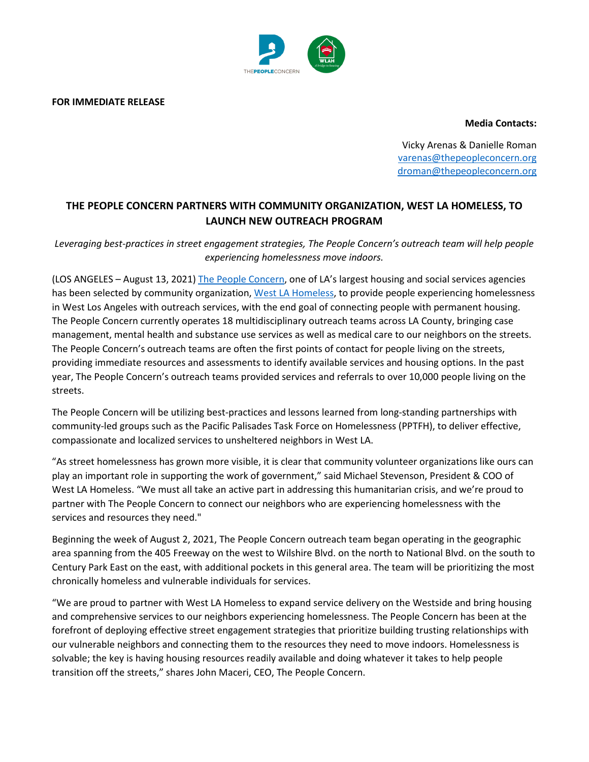**FOR IMMEDIATE RELEASE**

**Media Contacts:**

Vicky Arenas & Danielle Roman
varenas@thepeopleconcern.org
droman@thepeopleconcern.org

# THE PEOPLE CONCERN PARTNERS WITH COMMUNITY ORGANIZATION, WEST LA HOMELESS, TO LAUNCH NEW OUTREACH PROGRAM

*Leveraging best-practices in street engagement strategies, The People Concern's outreach team will help people experiencing homelessness move indoors.*

(LOS ANGELES – August 13, 2021) The People Concern, one of LA's largest housing and social services agencies has been selected by community organization, West LA Homeless, to provide people experiencing homelessness in West Los Angeles with outreach services, with the end goal of connecting people with permanent housing. The People Concern currently operates 18 multidisciplinary outreach teams across LA County, bringing case management, mental health and substance use services as well as medical care to our neighbors on the streets. The People Concern's outreach teams are often the first points of contact for people living on the streets, providing immediate resources and assessments to identify available services and housing options. In the past year, The People Concern's outreach teams provided services and referrals to over 10,000 people living on the streets.

The People Concern will be utilizing best-practices and lessons learned from long-standing partnerships with community-led groups such as the Pacific Palisades Task Force on Homelessness (PPTFH), to deliver effective, compassionate and localized services to unsheltered neighbors in West LA.

"As street homelessness has grown more visible, it is clear that community volunteer organizations like ours can play an important role in supporting the work of government," said Michael Stevenson, President & COO of West LA Homeless. "We must all take an active part in addressing this humanitarian crisis, and we're proud to partner with The People Concern to connect our neighbors who are experiencing homelessness with the services and resources they need."

Beginning the week of August 2, 2021, The People Concern outreach team began operating in the geographic area spanning from the 405 Freeway on the west to Wilshire Blvd. on the north to National Blvd. on the south to Century Park East on the east, with additional pockets in this general area. The team will be prioritizing the most chronically homeless and vulnerable individuals for services.

"We are proud to partner with West LA Homeless to expand service delivery on the Westside and bring housing and comprehensive services to our neighbors experiencing homelessness. The People Concern has been at the forefront of deploying effective street engagement strategies that prioritize building trusting relationships with our vulnerable neighbors and connecting them to the resources they need to move indoors. Homelessness is solvable; the key is having housing resources readily available and doing whatever it takes to help people transition off the streets," shares John Maceri, CEO, The People Concern.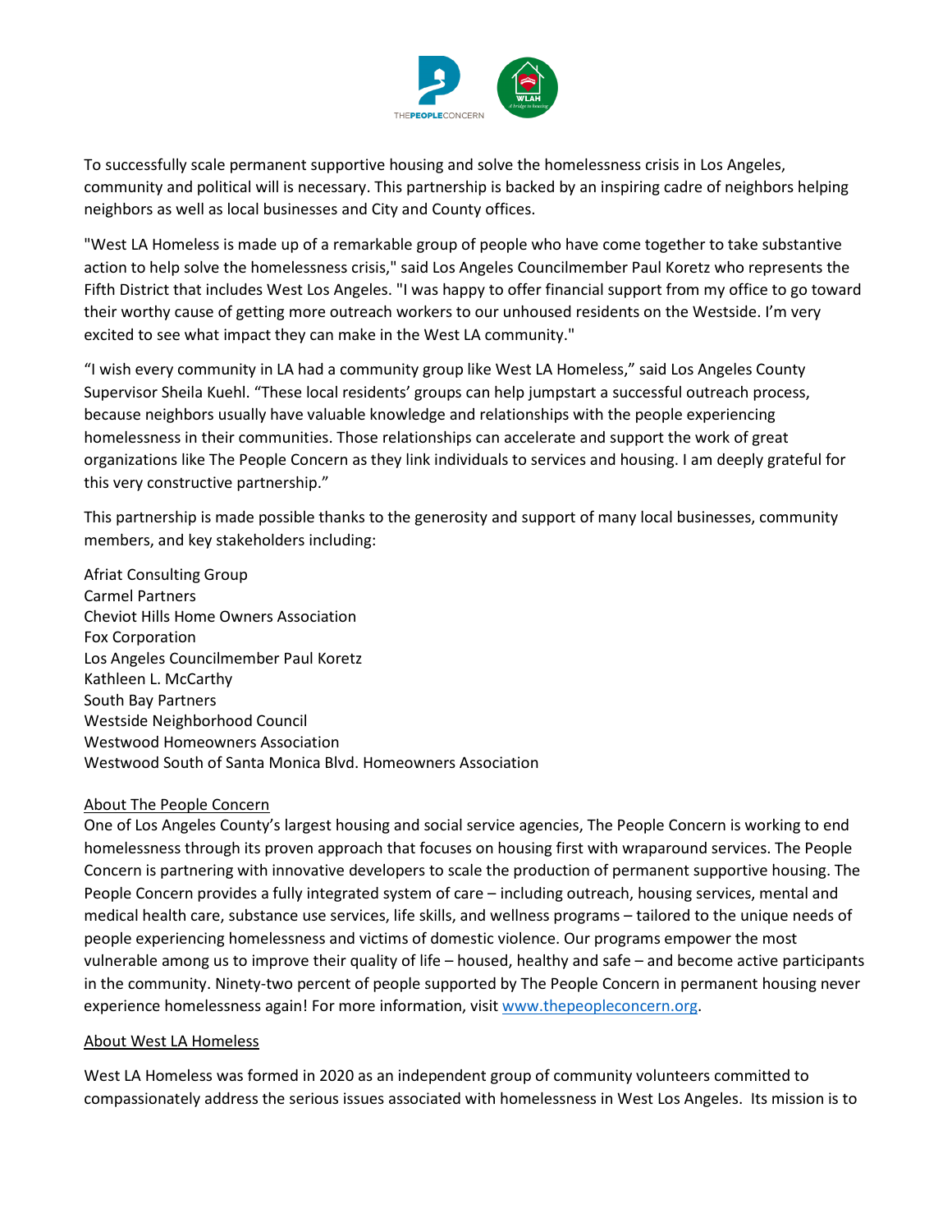To successfully scale permanent supportive housing and solve the homelessness crisis in Los Angeles, community and political will is necessary. This partnership is backed by an inspiring cadre of neighbors helping neighbors as well as local businesses and City and County offices.

"West LA Homeless is made up of a remarkable group of people who have come together to take substantive action to help solve the homelessness crisis," said Los Angeles Councilmember Paul Koretz who represents the Fifth District that includes West Los Angeles. "I was happy to offer financial support from my office to go toward their worthy cause of getting more outreach workers to our unhoused residents on the Westside. I'm very excited to see what impact they can make in the West LA community."

"I wish every community in LA had a community group like West LA Homeless," said Los Angeles County Supervisor Sheila Kuehl. "These local residents' groups can help jumpstart a successful outreach process, because neighbors usually have valuable knowledge and relationships with the people experiencing homelessness in their communities. Those relationships can accelerate and support the work of great organizations like The People Concern as they link individuals to services and housing. I am deeply grateful for this very constructive partnership."

This partnership is made possible thanks to the generosity and support of many local businesses, community members, and key stakeholders including:

Afriat Consulting Group
Carmel Partners
Cheviot Hills Home Owners Association
Fox Corporation
Los Angeles Councilmember Paul Koretz
Kathleen L. McCarthy
South Bay Partners
Westside Neighborhood Council
Westwood Homeowners Association
Westwood South of Santa Monica Blvd. Homeowners Association

## About The People Concern

One of Los Angeles County's largest housing and social service agencies, The People Concern is working to end homelessness through its proven approach that focuses on housing first with wraparound services. The People Concern is partnering with innovative developers to scale the production of permanent supportive housing. The People Concern provides a fully integrated system of care – including outreach, housing services, mental and medical health care, substance use services, life skills, and wellness programs – tailored to the unique needs of people experiencing homelessness and victims of domestic violence. Our programs empower the most vulnerable among us to improve their quality of life – housed, healthy and safe – and become active participants in the community. Ninety-two percent of people supported by The People Concern in permanent housing never experience homelessness again! For more information, visit [www.thepeopleconcern.org](http://www.thepeopleconcern.org).

## About West LA Homeless

West LA Homeless was formed in 2020 as an independent group of community volunteers committed to compassionately address the serious issues associated with homelessness in West Los Angeles. Its mission is to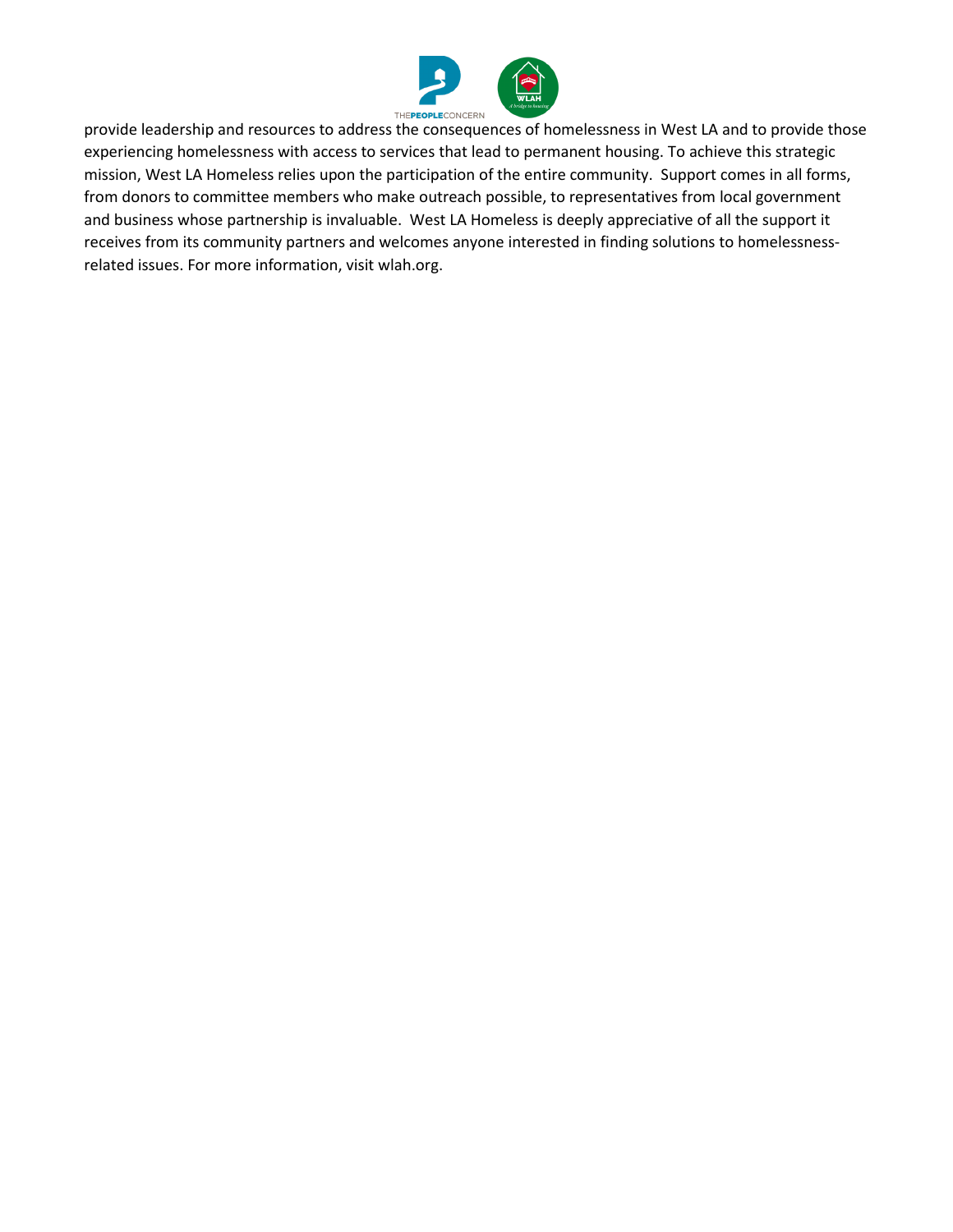provide leadership and resources to address the consequences of homelessness in West LA and to provide those experiencing homelessness with access to services that lead to permanent housing. To achieve this strategic mission, West LA Homeless relies upon the participation of the entire community. Support comes in all forms, from donors to committee members who make outreach possible, to representatives from local government and business whose partnership is invaluable. West LA Homeless is deeply appreciative of all the support it receives from its community partners and welcomes anyone interested in finding solutions to homelessness-related issues. For more information, visit wlah.org.